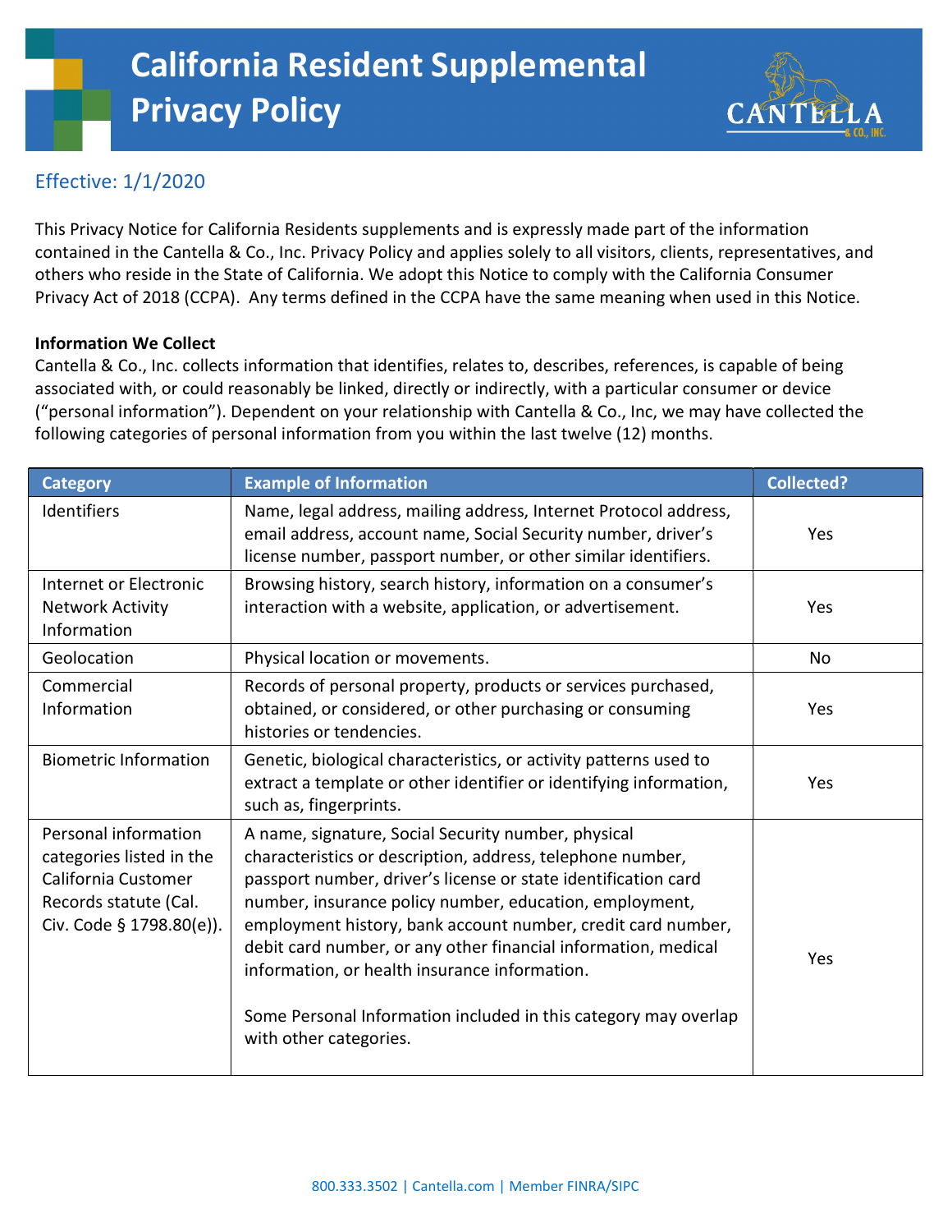# California Resident Supplemental Privacy Policy

Effective: 1/1/2020

This Privacy Notice for California Residents supplements and is expressly made part of the information contained in the Cantella & Co., Inc. Privacy Policy and applies solely to all visitors, clients, representatives, and others who reside in the State of California. We adopt this Notice to comply with the California Consumer Privacy Act of 2018 (CCPA). Any terms defined in the CCPA have the same meaning when used in this Notice.

**Information We Collect**

Cantella & Co., Inc. collects information that identifies, relates to, describes, references, is capable of being associated with, or could reasonably be linked, directly or indirectly, with a particular consumer or device ("personal information"). Dependent on your relationship with Cantella & Co., Inc, we may have collected the following categories of personal information from you within the last twelve (12) months.

| Category | Example of Information | Collected? |
|---|---|---|
| Identifiers | Name, legal address, mailing address, Internet Protocol address, email address, account name, Social Security number, driver's license number, passport number, or other similar identifiers. | Yes |
| Internet or Electronic Network Activity Information | Browsing history, search history, information on a consumer's interaction with a website, application, or advertisement. | Yes |
| Geolocation | Physical location or movements. | No |
| Commercial Information | Records of personal property, products or services purchased, obtained, or considered, or other purchasing or consuming histories or tendencies. | Yes |
| Biometric Information | Genetic, biological characteristics, or activity patterns used to extract a template or other identifier or identifying information, such as, fingerprints. | Yes |
| Personal information categories listed in the California Customer Records statute (Cal. Civ. Code § 1798.80(e)). | A name, signature, Social Security number, physical characteristics or description, address, telephone number, passport number, driver's license or state identification card number, insurance policy number, education, employment, employment history, bank account number, credit card number, debit card number, or any other financial information, medical information, or health insurance information. <br><br> Some Personal Information included in this category may overlap with other categories. | Yes |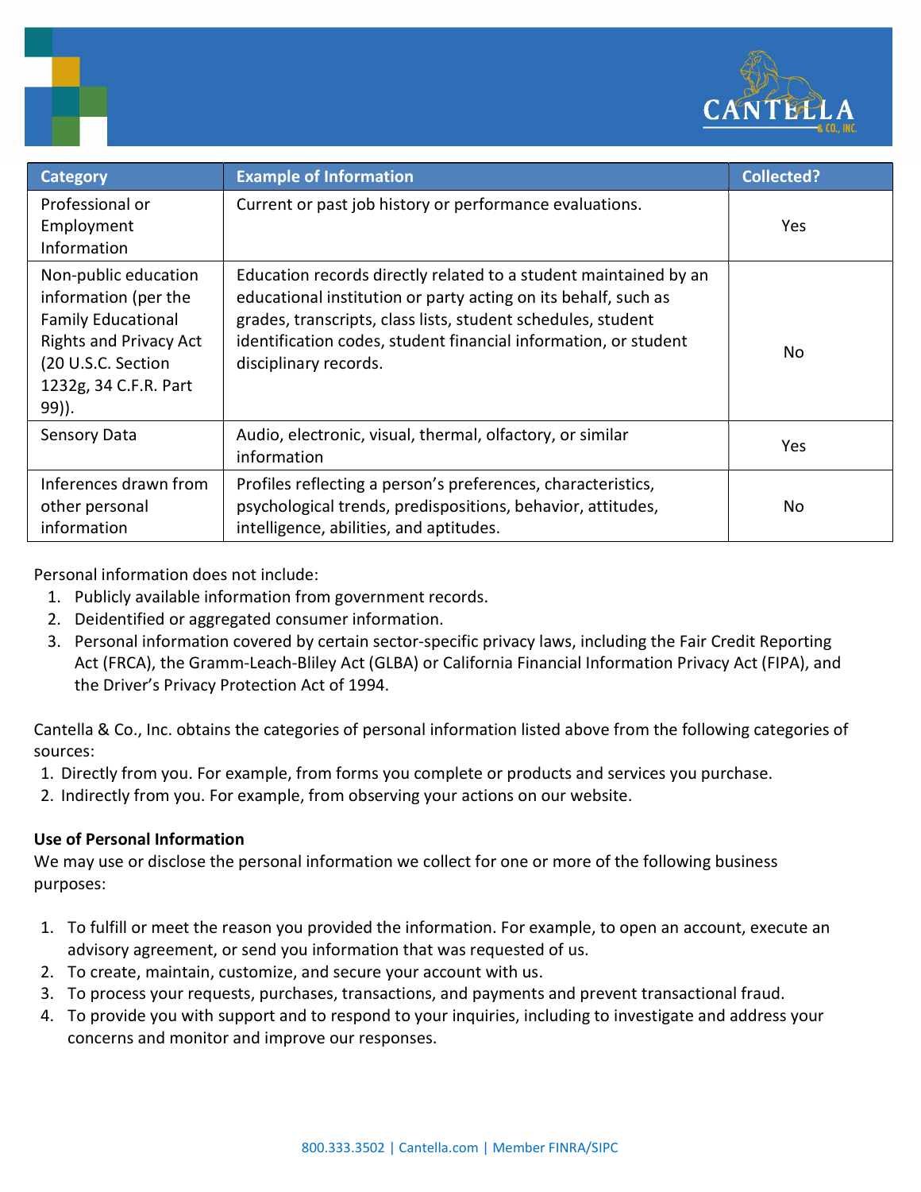| Category | Example of Information | Collected? |
| --- | --- | --- |
| Professional or Employment Information | Current or past job history or performance evaluations. | Yes |
| Non-public education information (per the Family Educational Rights and Privacy Act (20 U.S.C. Section 1232g, 34 C.F.R. Part 99)). | Education records directly related to a student maintained by an educational institution or party acting on its behalf, such as grades, transcripts, class lists, student schedules, student identification codes, student financial information, or student disciplinary records. | No |
| Sensory Data | Audio, electronic, visual, thermal, olfactory, or similar information | Yes |
| Inferences drawn from other personal information | Profiles reflecting a person's preferences, characteristics, psychological trends, predispositions, behavior, attitudes, intelligence, abilities, and aptitudes. | No |

Personal information does not include:

1. Publicly available information from government records.
2. Deidentified or aggregated consumer information.
3. Personal information covered by certain sector-specific privacy laws, including the Fair Credit Reporting Act (FRCA), the Gramm-Leach-Bliley Act (GLBA) or California Financial Information Privacy Act (FIPA), and the Driver's Privacy Protection Act of 1994.

Cantella & Co., Inc. obtains the categories of personal information listed above from the following categories of sources:

1. Directly from you. For example, from forms you complete or products and services you purchase.
2. Indirectly from you. For example, from observing your actions on our website.

**Use of Personal Information**

We may use or disclose the personal information we collect for one or more of the following business purposes:

1. To fulfill or meet the reason you provided the information. For example, to open an account, execute an advisory agreement, or send you information that was requested of us.
2. To create, maintain, customize, and secure your account with us.
3. To process your requests, purchases, transactions, and payments and prevent transactional fraud.
4. To provide you with support and to respond to your inquiries, including to investigate and address your concerns and monitor and improve our responses.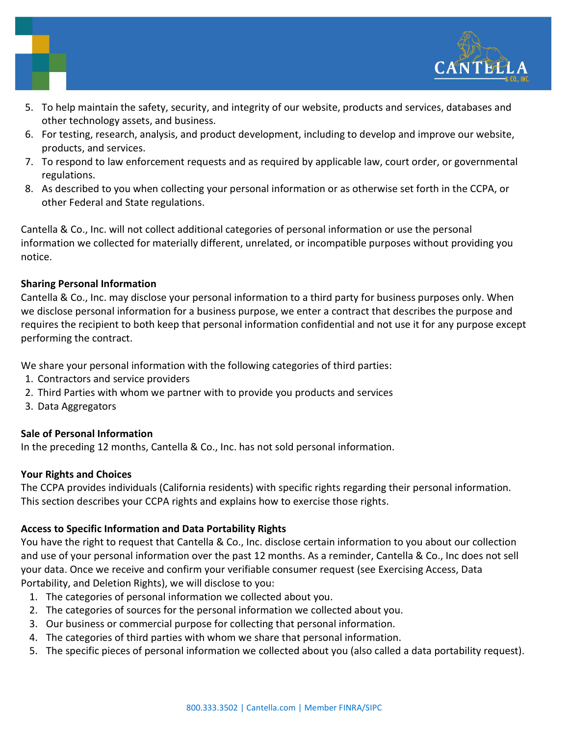5. To help maintain the safety, security, and integrity of our website, products and services, databases and other technology assets, and business.
6. For testing, research, analysis, and product development, including to develop and improve our website, products, and services.
7. To respond to law enforcement requests and as required by applicable law, court order, or governmental regulations.
8. As described to you when collecting your personal information or as otherwise set forth in the CCPA, or other Federal and State regulations.

Cantella & Co., Inc. will not collect additional categories of personal information or use the personal information we collected for materially different, unrelated, or incompatible purposes without providing you notice.

**Sharing Personal Information**

Cantella & Co., Inc. may disclose your personal information to a third party for business purposes only. When we disclose personal information for a business purpose, we enter a contract that describes the purpose and requires the recipient to both keep that personal information confidential and not use it for any purpose except performing the contract.

We share your personal information with the following categories of third parties:

1. Contractors and service providers
2. Third Parties with whom we partner with to provide you products and services
3. Data Aggregators

**Sale of Personal Information**

In the preceding 12 months, Cantella & Co., Inc. has not sold personal information.

**Your Rights and Choices**

The CCPA provides individuals (California residents) with specific rights regarding their personal information. This section describes your CCPA rights and explains how to exercise those rights.

**Access to Specific Information and Data Portability Rights**

You have the right to request that Cantella & Co., Inc. disclose certain information to you about our collection and use of your personal information over the past 12 months. As a reminder, Cantella & Co., Inc does not sell your data. Once we receive and confirm your verifiable consumer request (see Exercising Access, Data Portability, and Deletion Rights), we will disclose to you:

1. The categories of personal information we collected about you.
2. The categories of sources for the personal information we collected about you.
3. Our business or commercial purpose for collecting that personal information.
4. The categories of third parties with whom we share that personal information.
5. The specific pieces of personal information we collected about you (also called a data portability request).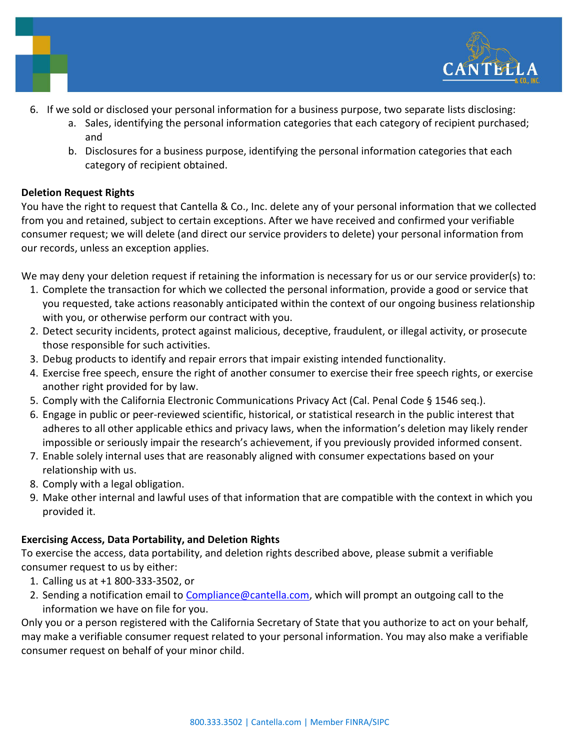6. If we sold or disclosed your personal information for a business purpose, two separate lists disclosing:
    a. Sales, identifying the personal information categories that each category of recipient purchased; and
    b. Disclosures for a business purpose, identifying the personal information categories that each category of recipient obtained.

**Deletion Request Rights**

You have the right to request that Cantella & Co., Inc. delete any of your personal information that we collected from you and retained, subject to certain exceptions. After we have received and confirmed your verifiable consumer request; we will delete (and direct our service providers to delete) your personal information from our records, unless an exception applies.

We may deny your deletion request if retaining the information is necessary for us or our service provider(s) to:

1. Complete the transaction for which we collected the personal information, provide a good or service that you requested, take actions reasonably anticipated within the context of our ongoing business relationship with you, or otherwise perform our contract with you.
2. Detect security incidents, protect against malicious, deceptive, fraudulent, or illegal activity, or prosecute those responsible for such activities.
3. Debug products to identify and repair errors that impair existing intended functionality.
4. Exercise free speech, ensure the right of another consumer to exercise their free speech rights, or exercise another right provided for by law.
5. Comply with the California Electronic Communications Privacy Act (Cal. Penal Code § 1546 seq.).
6. Engage in public or peer-reviewed scientific, historical, or statistical research in the public interest that adheres to all other applicable ethics and privacy laws, when the information's deletion may likely render impossible or seriously impair the research's achievement, if you previously provided informed consent.
7. Enable solely internal uses that are reasonably aligned with consumer expectations based on your relationship with us.
8. Comply with a legal obligation.
9. Make other internal and lawful uses of that information that are compatible with the context in which you provided it.

**Exercising Access, Data Portability, and Deletion Rights**

To exercise the access, data portability, and deletion rights described above, please submit a verifiable consumer request to us by either:

1. Calling us at +1 800-333-3502, or
2. Sending a notification email to Compliance@cantella.com, which will prompt an outgoing call to the information we have on file for you.

Only you or a person registered with the California Secretary of State that you authorize to act on your behalf, may make a verifiable consumer request related to your personal information. You may also make a verifiable consumer request on behalf of your minor child.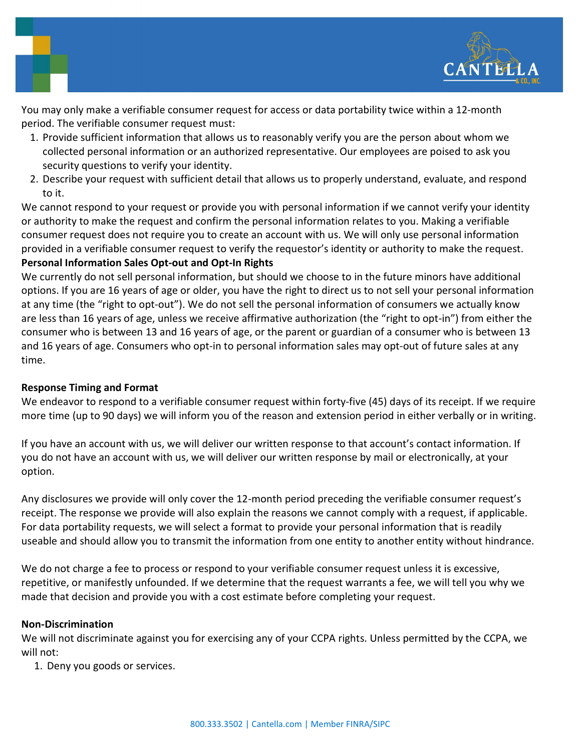You may only make a verifiable consumer request for access or data portability twice within a 12-month period. The verifiable consumer request must:

1. Provide sufficient information that allows us to reasonably verify you are the person about whom we collected personal information or an authorized representative. Our employees are poised to ask you security questions to verify your identity.
2. Describe your request with sufficient detail that allows us to properly understand, evaluate, and respond to it.

We cannot respond to your request or provide you with personal information if we cannot verify your identity or authority to make the request and confirm the personal information relates to you. Making a verifiable consumer request does not require you to create an account with us. We will only use personal information provided in a verifiable consumer request to verify the requestor's identity or authority to make the request.

**Personal Information Sales Opt-out and Opt-In Rights**

We currently do not sell personal information, but should we choose to in the future minors have additional options. If you are 16 years of age or older, you have the right to direct us to not sell your personal information at any time (the "right to opt-out"). We do not sell the personal information of consumers we actually know are less than 16 years of age, unless we receive affirmative authorization (the "right to opt-in") from either the consumer who is between 13 and 16 years of age, or the parent or guardian of a consumer who is between 13 and 16 years of age. Consumers who opt-in to personal information sales may opt-out of future sales at any time.

**Response Timing and Format**

We endeavor to respond to a verifiable consumer request within forty-five (45) days of its receipt. If we require more time (up to 90 days) we will inform you of the reason and extension period in either verbally or in writing.

If you have an account with us, we will deliver our written response to that account's contact information. If you do not have an account with us, we will deliver our written response by mail or electronically, at your option.

Any disclosures we provide will only cover the 12-month period preceding the verifiable consumer request's receipt. The response we provide will also explain the reasons we cannot comply with a request, if applicable. For data portability requests, we will select a format to provide your personal information that is readily useable and should allow you to transmit the information from one entity to another entity without hindrance.

We do not charge a fee to process or respond to your verifiable consumer request unless it is excessive, repetitive, or manifestly unfounded. If we determine that the request warrants a fee, we will tell you why we made that decision and provide you with a cost estimate before completing your request.

**Non-Discrimination**

We will not discriminate against you for exercising any of your CCPA rights. Unless permitted by the CCPA, we will not:

1. Deny you goods or services.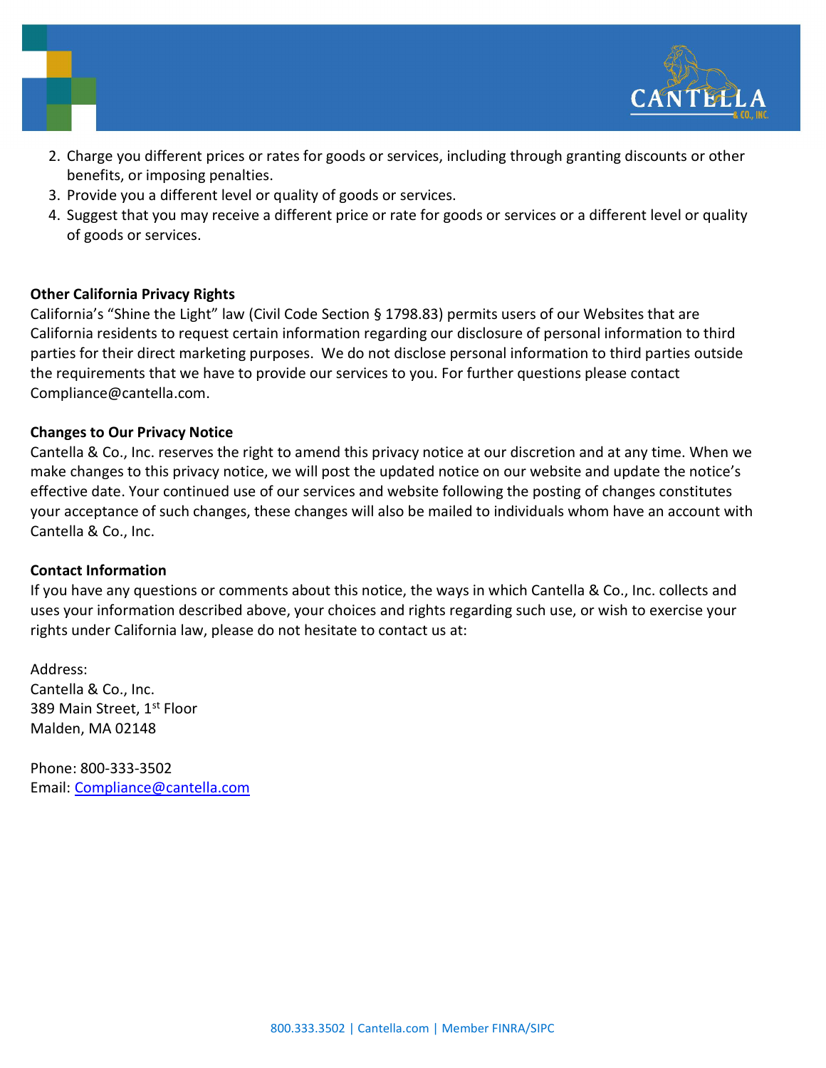2. Charge you different prices or rates for goods or services, including through granting discounts or other benefits, or imposing penalties.
3. Provide you a different level or quality of goods or services.
4. Suggest that you may receive a different price or rate for goods or services or a different level or quality of goods or services.

**Other California Privacy Rights**

California's "Shine the Light" law (Civil Code Section § 1798.83) permits users of our Websites that are California residents to request certain information regarding our disclosure of personal information to third parties for their direct marketing purposes. We do not disclose personal information to third parties outside the requirements that we have to provide our services to you. For further questions please contact Compliance@cantella.com.

**Changes to Our Privacy Notice**

Cantella & Co., Inc. reserves the right to amend this privacy notice at our discretion and at any time. When we make changes to this privacy notice, we will post the updated notice on our website and update the notice's effective date. Your continued use of our services and website following the posting of changes constitutes your acceptance of such changes, these changes will also be mailed to individuals whom have an account with Cantella & Co., Inc.

**Contact Information**

If you have any questions or comments about this notice, the ways in which Cantella & Co., Inc. collects and uses your information described above, your choices and rights regarding such use, or wish to exercise your rights under California law, please do not hesitate to contact us at:

Address:
Cantella & Co., Inc.
389 Main Street, 1st Floor
Malden, MA 02148

Phone: 800-333-3502
Email: Compliance@cantella.com